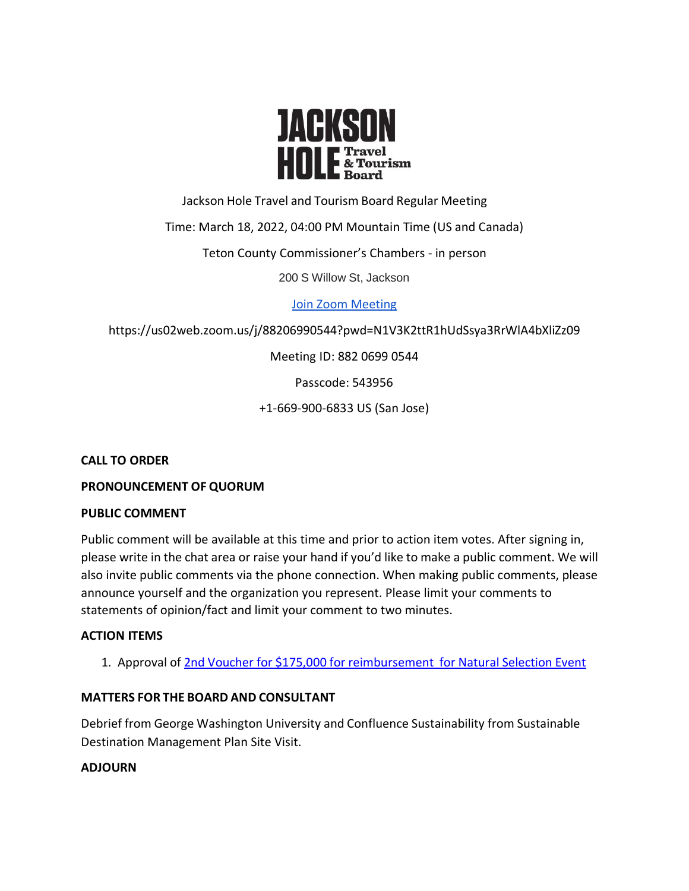# JACKSON HOLE Travel & Tourism Board

Jackson Hole Travel and Tourism Board Regular Meeting

Time: March 18, 2022, 04:00 PM Mountain Time (US and Canada)

Teton County Commissioner's Chambers - in person

200 S Willow St, Jackson

[Join Zoom Meeting](https://us02web.zoom.us/j/88206990544?pwd=N1V3K2ttR1hUdSsya3RrWlA4bXliZz09)

https://us02web.zoom.us/j/88206990544?pwd=N1V3K2ttR1hUdSsya3RrWlA4bXliZz09

Meeting ID: 882 0699 0544

Passcode: 543956

+1-669-900-6833 US (San Jose)

**CALL TO ORDER**

**PRONOUNCEMENT OF QUORUM**

**PUBLIC COMMENT**

Public comment will be available at this time and prior to action item votes. After signing in, please write in the chat area or raise your hand if you'd like to make a public comment. We will also invite public comments via the phone connection. When making public comments, please announce yourself and the organization you represent. Please limit your comments to statements of opinion/fact and limit your comment to two minutes.

**ACTION ITEMS**

1. Approval of 2nd Voucher for $175,000 for reimbursement for Natural Selection Event

**MATTERS FOR THE BOARD AND CONSULTANT**

Debrief from George Washington University and Confluence Sustainability from Sustainable Destination Management Plan Site Visit.

**ADJOURN**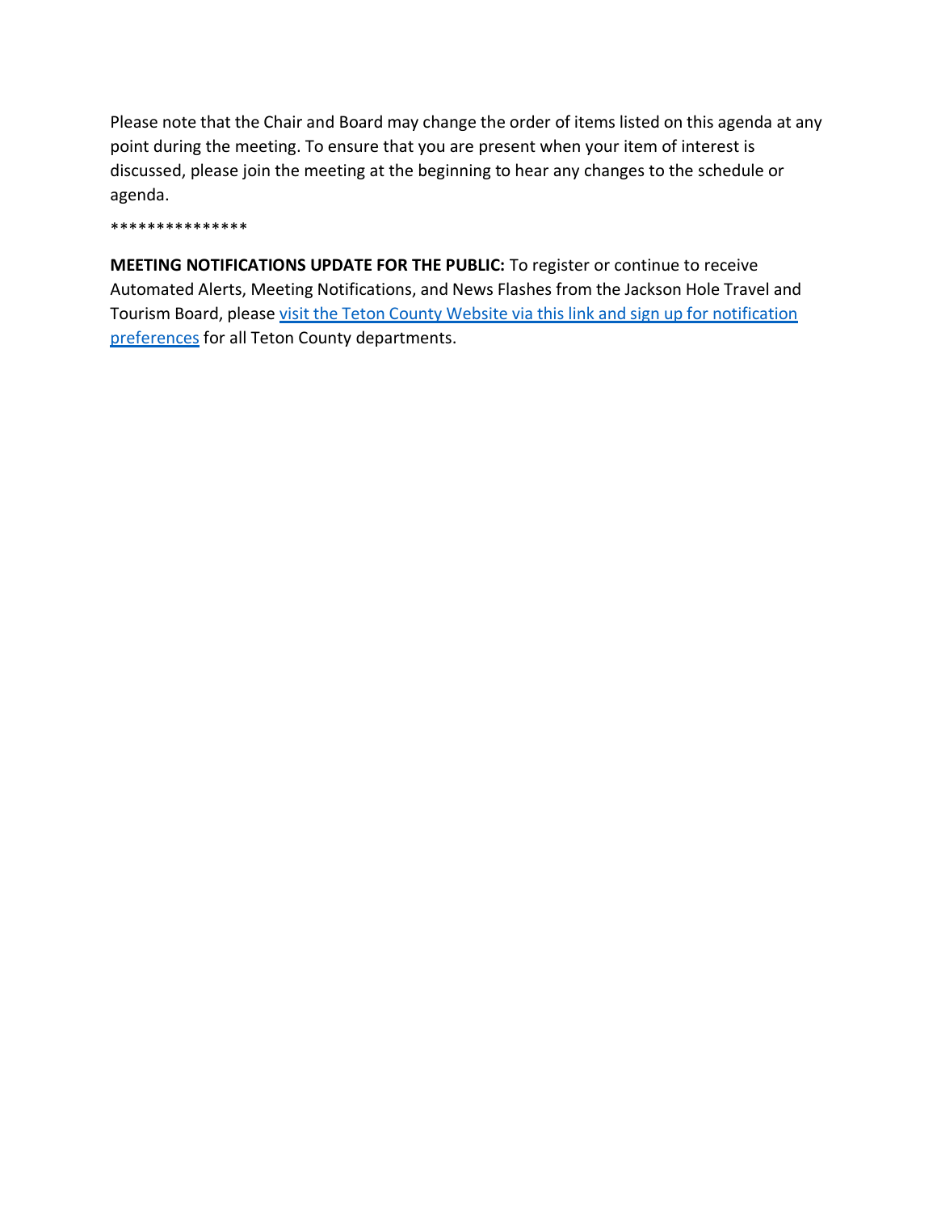Please note that the Chair and Board may change the order of items listed on this agenda at any point during the meeting. To ensure that you are present when your item of interest is discussed, please join the meeting at the beginning to hear any changes to the schedule or agenda.

***************

**MEETING NOTIFICATIONS UPDATE FOR THE PUBLIC:** To register or continue to receive Automated Alerts, Meeting Notifications, and News Flashes from the Jackson Hole Travel and Tourism Board, please visit the Teton County Website via this link and sign up for notification preferences for all Teton County departments.